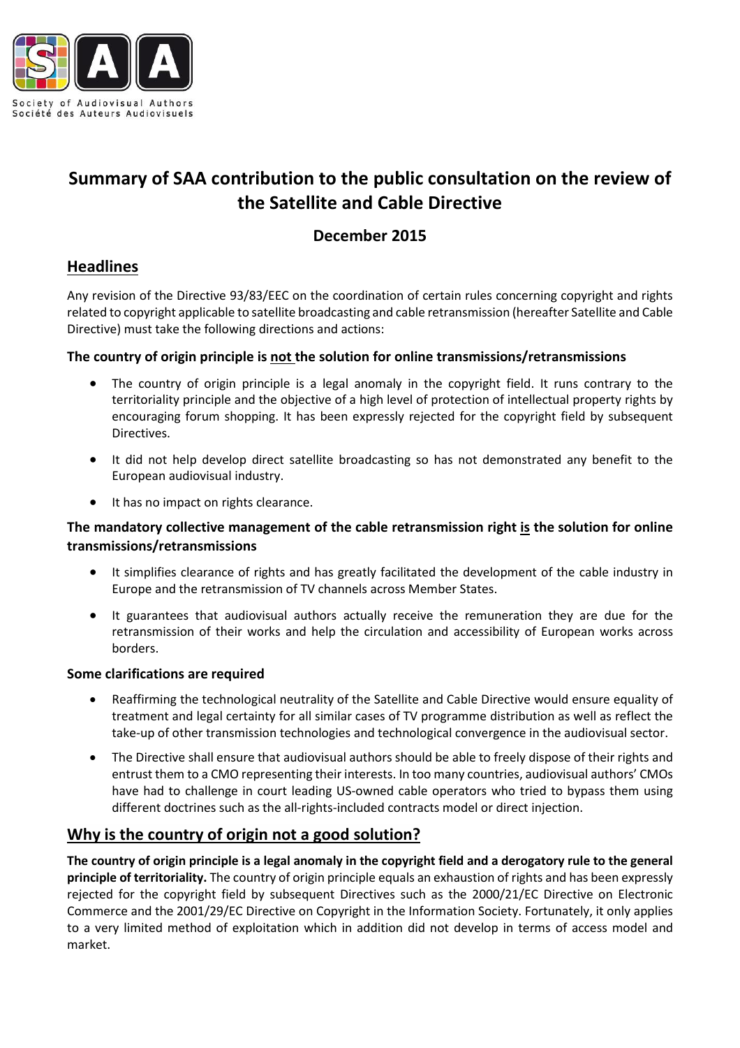Society of Audiovisual Authors
Société des Auteurs Audiovisuels

# Summary of SAA contribution to the public consultation on the review of the Satellite and Cable Directive

## December 2015

## Headlines

Any revision of the Directive 93/83/EEC on the coordination of certain rules concerning copyright and rights related to copyright applicable to satellite broadcasting and cable retransmission (hereafter Satellite and Cable Directive) must take the following directions and actions:

**The country of origin principle is not the solution for online transmissions/retransmissions**

- The country of origin principle is a legal anomaly in the copyright field. It runs contrary to the territoriality principle and the objective of a high level of protection of intellectual property rights by encouraging forum shopping. It has been expressly rejected for the copyright field by subsequent Directives.
- It did not help develop direct satellite broadcasting so has not demonstrated any benefit to the European audiovisual industry.
- It has no impact on rights clearance.

**The mandatory collective management of the cable retransmission right is the solution for online transmissions/retransmissions**

- It simplifies clearance of rights and has greatly facilitated the development of the cable industry in Europe and the retransmission of TV channels across Member States.
- It guarantees that audiovisual authors actually receive the remuneration they are due for the retransmission of their works and help the circulation and accessibility of European works across borders.

**Some clarifications are required**

- Reaffirming the technological neutrality of the Satellite and Cable Directive would ensure equality of treatment and legal certainty for all similar cases of TV programme distribution as well as reflect the take-up of other transmission technologies and technological convergence in the audiovisual sector.
- The Directive shall ensure that audiovisual authors should be able to freely dispose of their rights and entrust them to a CMO representing their interests. In too many countries, audiovisual authors' CMOs have had to challenge in court leading US-owned cable operators who tried to bypass them using different doctrines such as the all-rights-included contracts model or direct injection.

## Why is the country of origin not a good solution?

**The country of origin principle is a legal anomaly in the copyright field and a derogatory rule to the general principle of territoriality.** The country of origin principle equals an exhaustion of rights and has been expressly rejected for the copyright field by subsequent Directives such as the 2000/21/EC Directive on Electronic Commerce and the 2001/29/EC Directive on Copyright in the Information Society. Fortunately, it only applies to a very limited method of exploitation which in addition did not develop in terms of access model and market.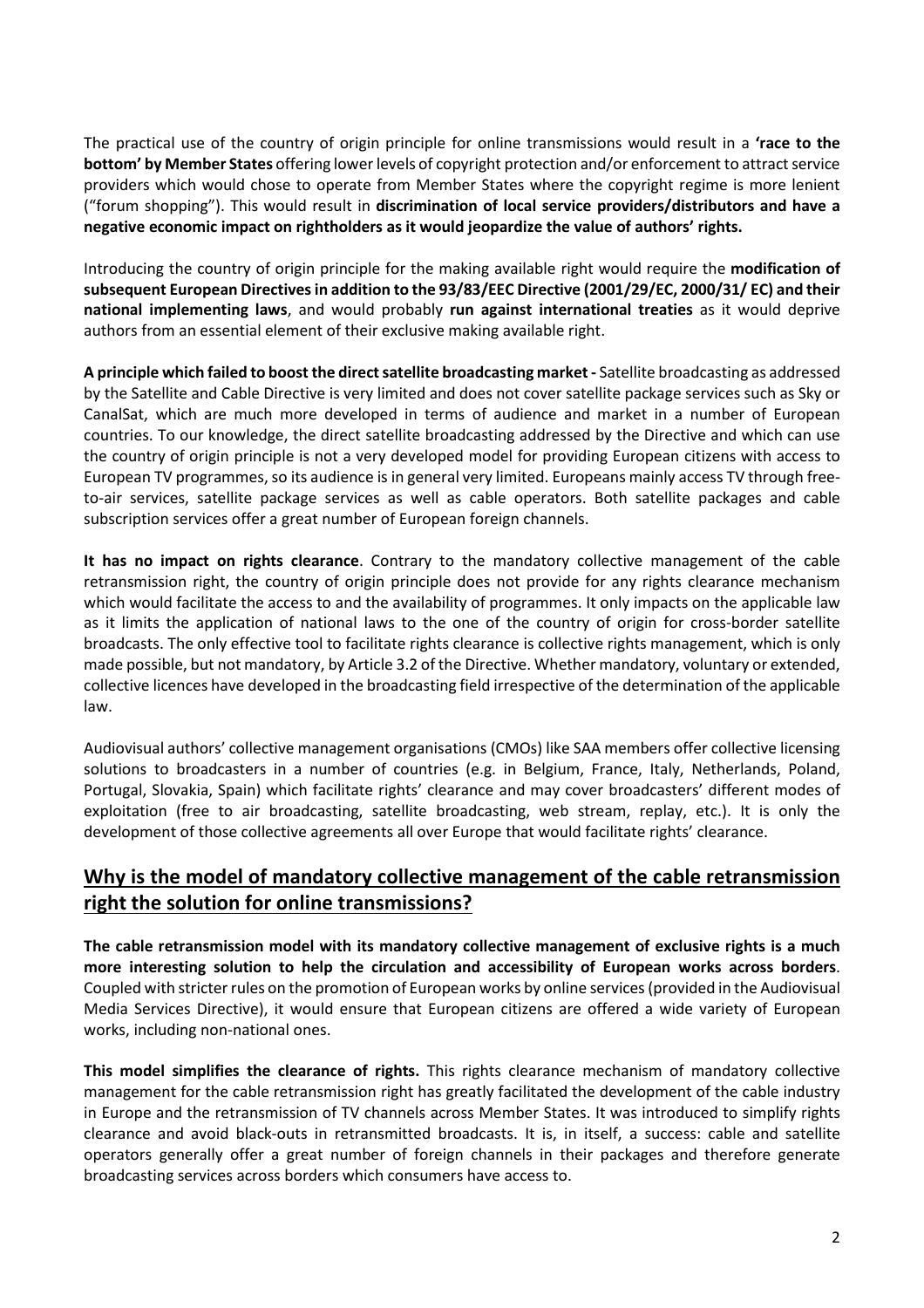The practical use of the country of origin principle for online transmissions would result in a **'race to the bottom' by Member States** offering lower levels of copyright protection and/or enforcement to attract service providers which would chose to operate from Member States where the copyright regime is more lenient ("forum shopping"). This would result in **discrimination of local service providers/distributors and have a negative economic impact on rightholders as it would jeopardize the value of authors' rights.**

Introducing the country of origin principle for the making available right would require the **modification of subsequent European Directives in addition to the 93/83/EEC Directive (2001/29/EC, 2000/31/ EC) and their national implementing laws**, and would probably **run against international treaties** as it would deprive authors from an essential element of their exclusive making available right.

**A principle which failed to boost the direct satellite broadcasting market -** Satellite broadcasting as addressed by the Satellite and Cable Directive is very limited and does not cover satellite package services such as Sky or CanalSat, which are much more developed in terms of audience and market in a number of European countries. To our knowledge, the direct satellite broadcasting addressed by the Directive and which can use the country of origin principle is not a very developed model for providing European citizens with access to European TV programmes, so its audience is in general very limited. Europeans mainly access TV through free-to-air services, satellite package services as well as cable operators. Both satellite packages and cable subscription services offer a great number of European foreign channels.

**It has no impact on rights clearance**. Contrary to the mandatory collective management of the cable retransmission right, the country of origin principle does not provide for any rights clearance mechanism which would facilitate the access to and the availability of programmes. It only impacts on the applicable law as it limits the application of national laws to the one of the country of origin for cross-border satellite broadcasts. The only effective tool to facilitate rights clearance is collective rights management, which is only made possible, but not mandatory, by Article 3.2 of the Directive. Whether mandatory, voluntary or extended, collective licences have developed in the broadcasting field irrespective of the determination of the applicable law.

Audiovisual authors' collective management organisations (CMOs) like SAA members offer collective licensing solutions to broadcasters in a number of countries (e.g. in Belgium, France, Italy, Netherlands, Poland, Portugal, Slovakia, Spain) which facilitate rights' clearance and may cover broadcasters' different modes of exploitation (free to air broadcasting, satellite broadcasting, web stream, replay, etc.). It is only the development of those collective agreements all over Europe that would facilitate rights' clearance.

## Why is the model of mandatory collective management of the cable retransmission right the solution for online transmissions?

**The cable retransmission model with its mandatory collective management of exclusive rights is a much more interesting solution to help the circulation and accessibility of European works across borders**. Coupled with stricter rules on the promotion of European works by online services (provided in the Audiovisual Media Services Directive), it would ensure that European citizens are offered a wide variety of European works, including non-national ones.

**This model simplifies the clearance of rights.** This rights clearance mechanism of mandatory collective management for the cable retransmission right has greatly facilitated the development of the cable industry in Europe and the retransmission of TV channels across Member States. It was introduced to simplify rights clearance and avoid black-outs in retransmitted broadcasts. It is, in itself, a success: cable and satellite operators generally offer a great number of foreign channels in their packages and therefore generate broadcasting services across borders which consumers have access to.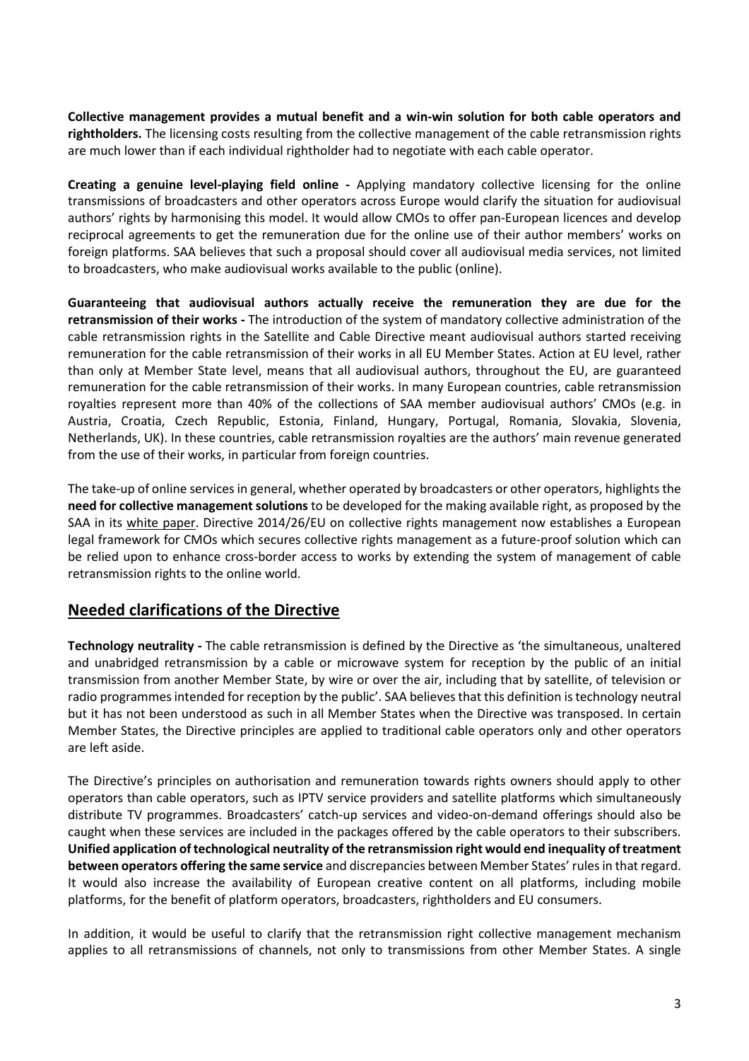**Collective management provides a mutual benefit and a win-win solution for both cable operators and rightholders.** The licensing costs resulting from the collective management of the cable retransmission rights are much lower than if each individual rightholder had to negotiate with each cable operator.

**Creating a genuine level-playing field online -** Applying mandatory collective licensing for the online transmissions of broadcasters and other operators across Europe would clarify the situation for audiovisual authors' rights by harmonising this model. It would allow CMOs to offer pan-European licences and develop reciprocal agreements to get the remuneration due for the online use of their author members' works on foreign platforms. SAA believes that such a proposal should cover all audiovisual media services, not limited to broadcasters, who make audiovisual works available to the public (online).

**Guaranteeing that audiovisual authors actually receive the remuneration they are due for the retransmission of their works -** The introduction of the system of mandatory collective administration of the cable retransmission rights in the Satellite and Cable Directive meant audiovisual authors started receiving remuneration for the cable retransmission of their works in all EU Member States. Action at EU level, rather than only at Member State level, means that all audiovisual authors, throughout the EU, are guaranteed remuneration for the cable retransmission of their works. In many European countries, cable retransmission royalties represent more than 40% of the collections of SAA member audiovisual authors' CMOs (e.g. in Austria, Croatia, Czech Republic, Estonia, Finland, Hungary, Portugal, Romania, Slovakia, Slovenia, Netherlands, UK). In these countries, cable retransmission royalties are the authors' main revenue generated from the use of their works, in particular from foreign countries.

The take-up of online services in general, whether operated by broadcasters or other operators, highlights the **need for collective management solutions** to be developed for the making available right, as proposed by the SAA in its white paper. Directive 2014/26/EU on collective rights management now establishes a European legal framework for CMOs which secures collective rights management as a future-proof solution which can be relied upon to enhance cross-border access to works by extending the system of management of cable retransmission rights to the online world.

## Needed clarifications of the Directive

**Technology neutrality -** The cable retransmission is defined by the Directive as 'the simultaneous, unaltered and unabridged retransmission by a cable or microwave system for reception by the public of an initial transmission from another Member State, by wire or over the air, including that by satellite, of television or radio programmes intended for reception by the public'. SAA believes that this definition is technology neutral but it has not been understood as such in all Member States when the Directive was transposed. In certain Member States, the Directive principles are applied to traditional cable operators only and other operators are left aside.

The Directive's principles on authorisation and remuneration towards rights owners should apply to other operators than cable operators, such as IPTV service providers and satellite platforms which simultaneously distribute TV programmes. Broadcasters' catch-up services and video-on-demand offerings should also be caught when these services are included in the packages offered by the cable operators to their subscribers. **Unified application of technological neutrality of the retransmission right would end inequality of treatment between operators offering the same service** and discrepancies between Member States' rules in that regard. It would also increase the availability of European creative content on all platforms, including mobile platforms, for the benefit of platform operators, broadcasters, rightholders and EU consumers.

In addition, it would be useful to clarify that the retransmission right collective management mechanism applies to all retransmissions of channels, not only to transmissions from other Member States. A single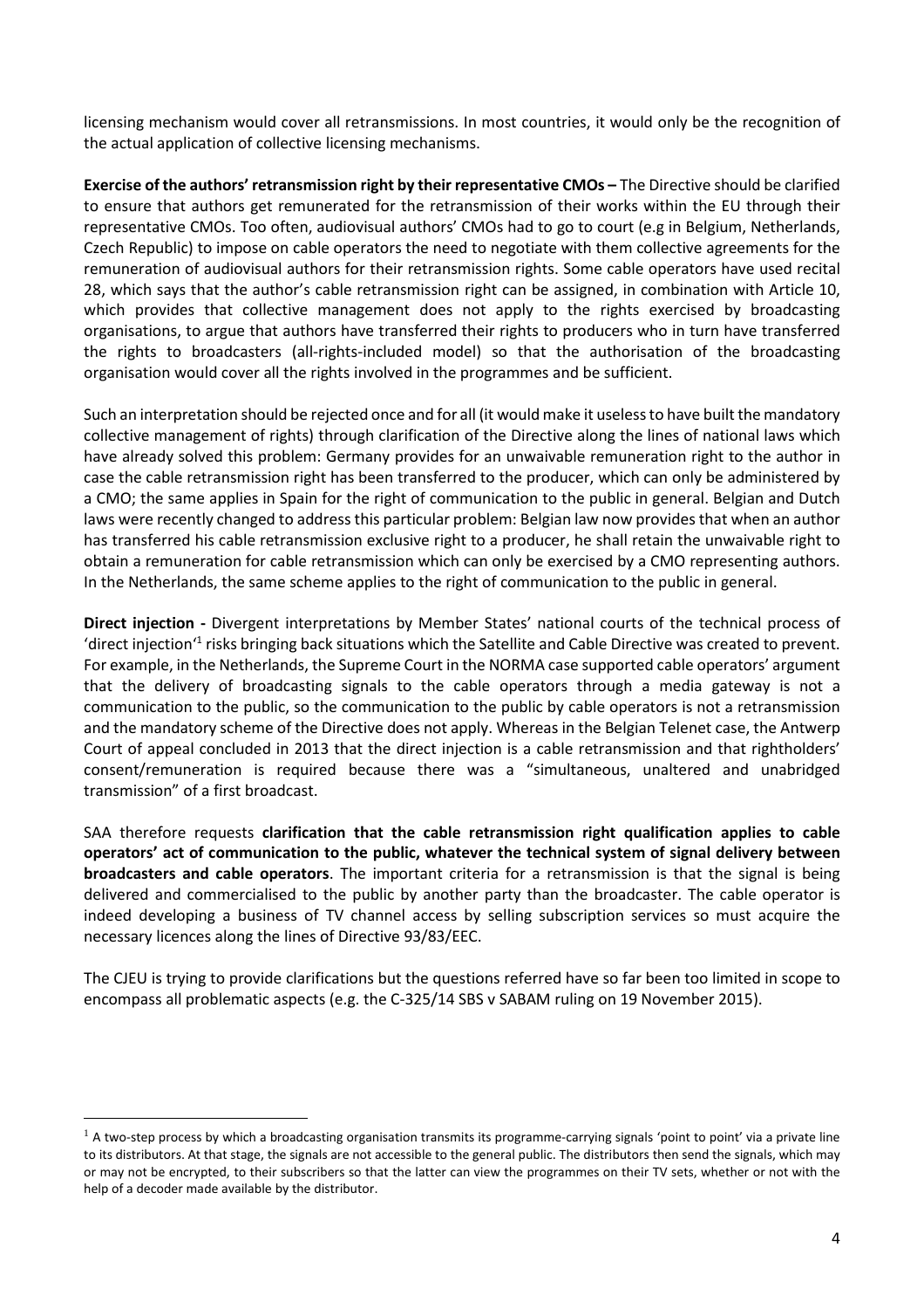licensing mechanism would cover all retransmissions. In most countries, it would only be the recognition of the actual application of collective licensing mechanisms.

**Exercise of the authors' retransmission right by their representative CMOs –** The Directive should be clarified to ensure that authors get remunerated for the retransmission of their works within the EU through their representative CMOs. Too often, audiovisual authors' CMOs had to go to court (e.g in Belgium, Netherlands, Czech Republic) to impose on cable operators the need to negotiate with them collective agreements for the remuneration of audiovisual authors for their retransmission rights. Some cable operators have used recital 28, which says that the author's cable retransmission right can be assigned, in combination with Article 10, which provides that collective management does not apply to the rights exercised by broadcasting organisations, to argue that authors have transferred their rights to producers who in turn have transferred the rights to broadcasters (all-rights-included model) so that the authorisation of the broadcasting organisation would cover all the rights involved in the programmes and be sufficient.

Such an interpretation should be rejected once and for all (it would make it useless to have built the mandatory collective management of rights) through clarification of the Directive along the lines of national laws which have already solved this problem: Germany provides for an unwaivable remuneration right to the author in case the cable retransmission right has been transferred to the producer, which can only be administered by a CMO; the same applies in Spain for the right of communication to the public in general. Belgian and Dutch laws were recently changed to address this particular problem: Belgian law now provides that when an author has transferred his cable retransmission exclusive right to a producer, he shall retain the unwaivable right to obtain a remuneration for cable retransmission which can only be exercised by a CMO representing authors. In the Netherlands, the same scheme applies to the right of communication to the public in general.

**Direct injection -** Divergent interpretations by Member States' national courts of the technical process of 'direct injection'[1] risks bringing back situations which the Satellite and Cable Directive was created to prevent. For example, in the Netherlands, the Supreme Court in the NORMA case supported cable operators' argument that the delivery of broadcasting signals to the cable operators through a media gateway is not a communication to the public, so the communication to the public by cable operators is not a retransmission and the mandatory scheme of the Directive does not apply. Whereas in the Belgian Telenet case, the Antwerp Court of appeal concluded in 2013 that the direct injection is a cable retransmission and that rightholders' consent/remuneration is required because there was a "simultaneous, unaltered and unabridged transmission" of a first broadcast.

SAA therefore requests **clarification that the cable retransmission right qualification applies to cable operators' act of communication to the public, whatever the technical system of signal delivery between broadcasters and cable operators**. The important criteria for a retransmission is that the signal is being delivered and commercialised to the public by another party than the broadcaster. The cable operator is indeed developing a business of TV channel access by selling subscription services so must acquire the necessary licences along the lines of Directive 93/83/EEC.

The CJEU is trying to provide clarifications but the questions referred have so far been too limited in scope to encompass all problematic aspects (e.g. the C-325/14 SBS v SABAM ruling on 19 November 2015).

[1] A two-step process by which a broadcasting organisation transmits its programme-carrying signals 'point to point' via a private line to its distributors. At that stage, the signals are not accessible to the general public. The distributors then send the signals, which may or may not be encrypted, to their subscribers so that the latter can view the programmes on their TV sets, whether or not with the help of a decoder made available by the distributor.